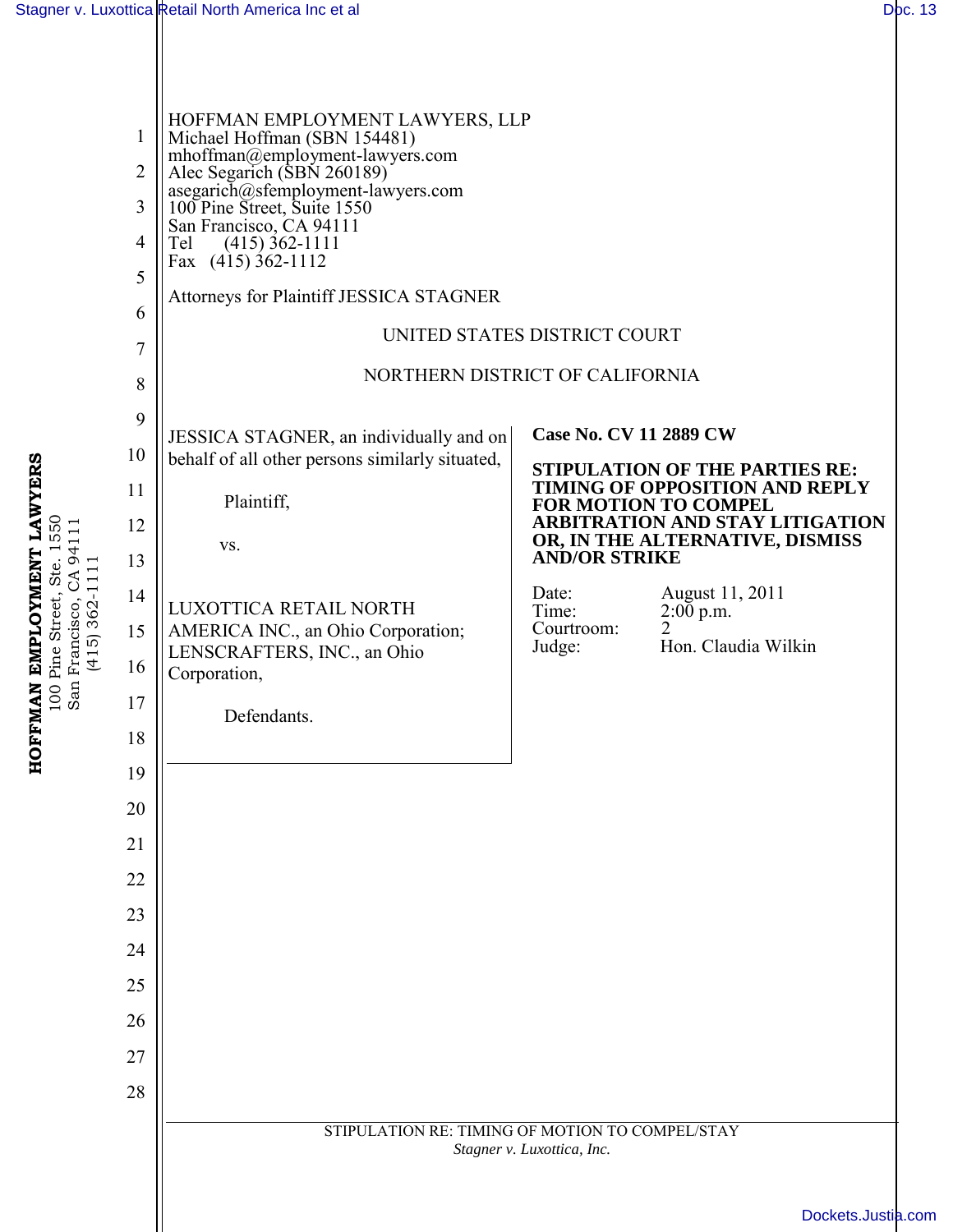HOFFMAN EMPLOYMENT LAWYERS, LLP
Michael Hoffman (SBN 154481)
mhoffman@employment-lawyers.com
Alec Segarich (SBN 260189)
asegarich@sfemployment-lawyers.com
100 Pine Street, Suite 1550
San Francisco, CA 94111
Tel (415) 362-1111
Fax (415) 362-1112

Attorneys for Plaintiff JESSICA STAGNER

UNITED STATES DISTRICT COURT

NORTHERN DISTRICT OF CALIFORNIA

JESSICA STAGNER, an individually and on behalf of all other persons similarly situated,

Plaintiff,

vs.

LUXOTTICA RETAIL NORTH AMERICA INC., an Ohio Corporation; LENSCRAFTERS, INC., an Ohio Corporation,

Defendants.

**Case No. CV 11 2889 CW**

**STIPULATION OF THE PARTIES RE: TIMING OF OPPOSITION AND REPLY FOR MOTION TO COMPEL ARBITRATION AND STAY LITIGATION OR, IN THE ALTERNATIVE, DISMISS AND/OR STRIKE**

Date: August 11, 2011
Time: 2:00 p.m.
Courtroom: 2
Judge: Hon. Claudia Wilkin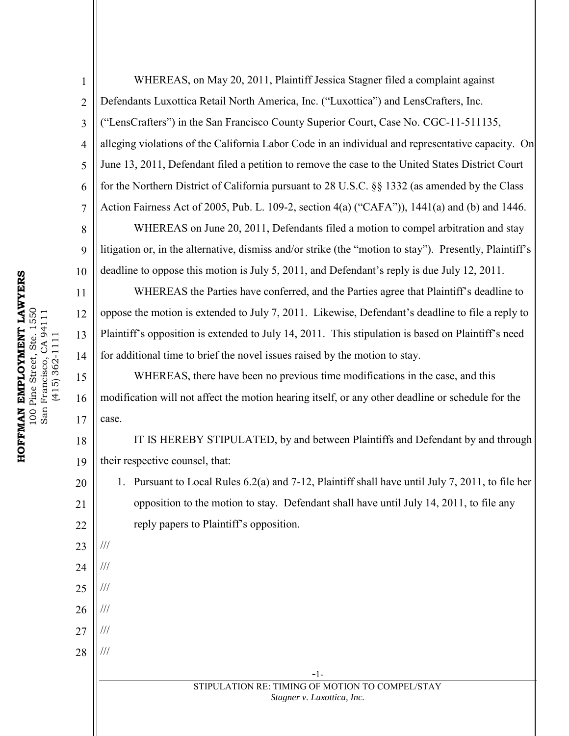WHEREAS, on May 20, 2011, Plaintiff Jessica Stagner filed a complaint against Defendants Luxottica Retail North America, Inc. ("Luxottica") and LensCrafters, Inc. ("LensCrafters") in the San Francisco County Superior Court, Case No. CGC-11-511135, alleging violations of the California Labor Code in an individual and representative capacity. On June 13, 2011, Defendant filed a petition to remove the case to the United States District Court for the Northern District of California pursuant to 28 U.S.C. §§ 1332 (as amended by the Class Action Fairness Act of 2005, Pub. L. 109-2, section 4(a) ("CAFA")), 1441(a) and (b) and 1446.

WHEREAS on June 20, 2011, Defendants filed a motion to compel arbitration and stay litigation or, in the alternative, dismiss and/or strike (the "motion to stay"). Presently, Plaintiff's deadline to oppose this motion is July 5, 2011, and Defendant's reply is due July 12, 2011.

WHEREAS the Parties have conferred, and the Parties agree that Plaintiff's deadline to oppose the motion is extended to July 7, 2011. Likewise, Defendant's deadline to file a reply to Plaintiff's opposition is extended to July 14, 2011. This stipulation is based on Plaintiff's need for additional time to brief the novel issues raised by the motion to stay.

WHEREAS, there have been no previous time modifications in the case, and this modification will not affect the motion hearing itself, or any other deadline or schedule for the case.

IT IS HEREBY STIPULATED, by and between Plaintiffs and Defendant by and through their respective counsel, that:

1. Pursuant to Local Rules 6.2(a) and 7-12, Plaintiff shall have until July 7, 2011, to file her opposition to the motion to stay. Defendant shall have until July 14, 2011, to file any reply papers to Plaintiff's opposition.

///

///

///

///

///

///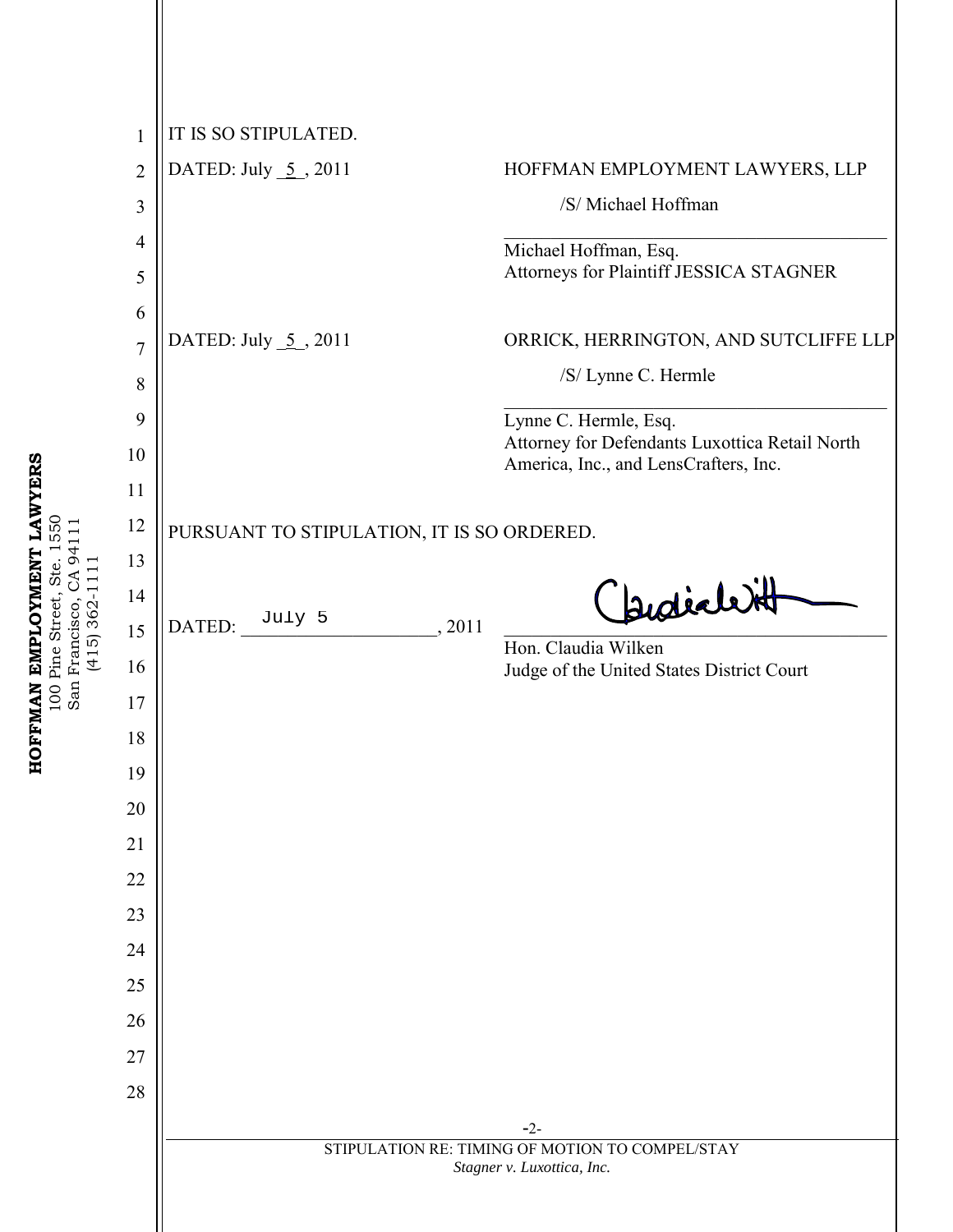IT IS SO STIPULATED.

DATED: July _5_, 2011

HOFFMAN EMPLOYMENT LAWYERS, LLP

/S/ Michael Hoffman

Michael Hoffman, Esq.
Attorneys for Plaintiff JESSICA STAGNER

DATED: July _5_, 2011

ORRICK, HERRINGTON, AND SUTCLIFFE LLP

/S/ Lynne C. Hermle

Lynne C. Hermle, Esq.
Attorney for Defendants Luxottica Retail North America, Inc., and LensCrafters, Inc.

PURSUANT TO STIPULATION, IT IS SO ORDERED.

DATED: July 5, 2011

Hon. Claudia Wilken
Judge of the United States District Court

STIPULATION RE: TIMING OF MOTION TO COMPEL/STAY
*Stagner v. Luxottica, Inc.*